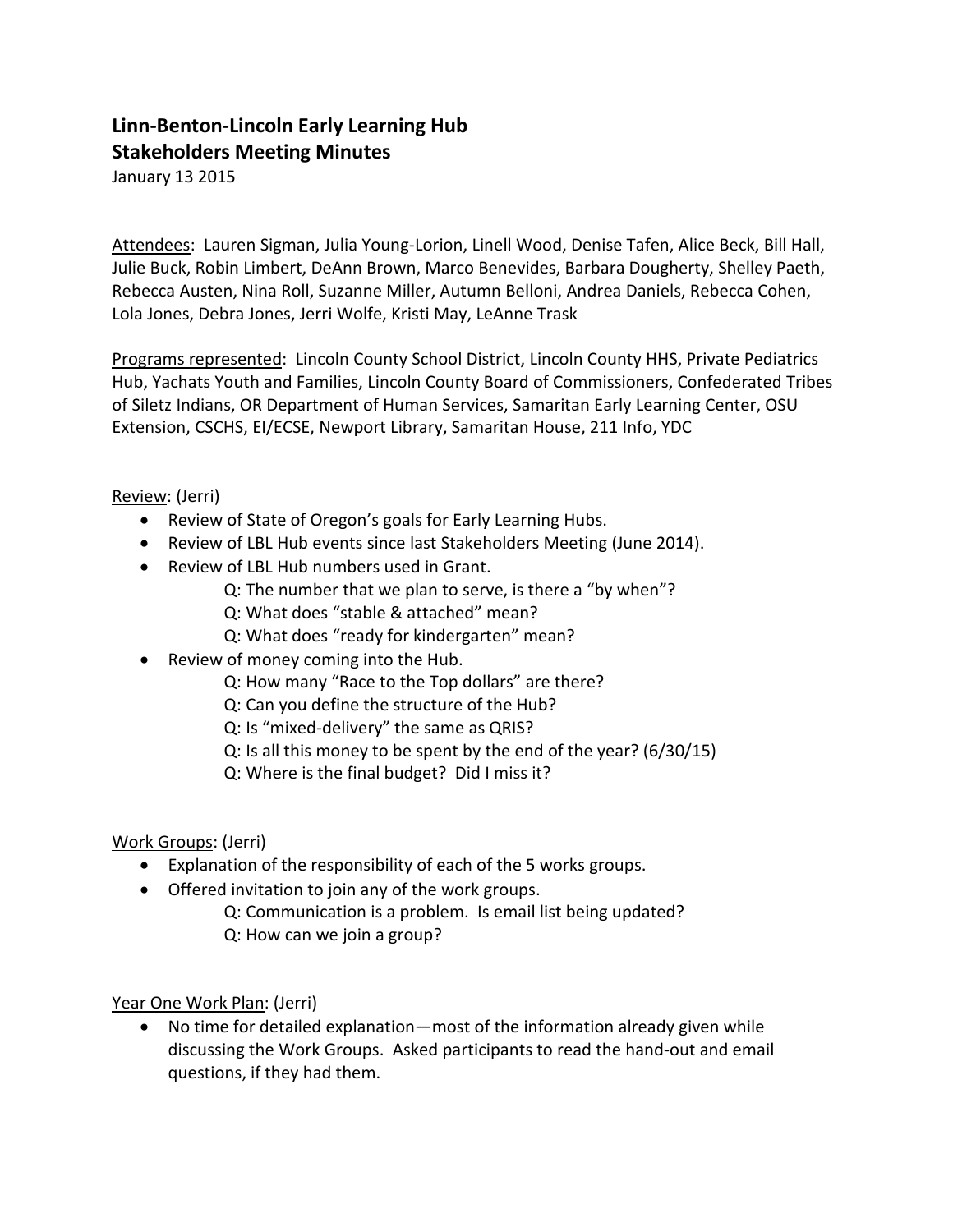# Linn-Benton-Lincoln Early Learning Hub
## Stakeholders Meeting Minutes

January 13 2015

<u>Attendees</u>: Lauren Sigman, Julia Young-Lorion, Linell Wood, Denise Tafen, Alice Beck, Bill Hall, Julie Buck, Robin Limbert, DeAnn Brown, Marco Benevides, Barbara Dougherty, Shelley Paeth, Rebecca Austen, Nina Roll, Suzanne Miller, Autumn Belloni, Andrea Daniels, Rebecca Cohen, Lola Jones, Debra Jones, Jerri Wolfe, Kristi May, LeAnne Trask

<u>Programs represented</u>: Lincoln County School District, Lincoln County HHS, Private Pediatrics Hub, Yachats Youth and Families, Lincoln County Board of Commissioners, Confederated Tribes of Siletz Indians, OR Department of Human Services, Samaritan Early Learning Center, OSU Extension, CSCHS, EI/ECSE, Newport Library, Samaritan House, 211 Info, YDC

<u>Review</u>: (Jerri)

- Review of State of Oregon's goals for Early Learning Hubs.
- Review of LBL Hub events since last Stakeholders Meeting (June 2014).
- Review of LBL Hub numbers used in Grant.
  - Q: The number that we plan to serve, is there a "by when"?
  - Q: What does "stable & attached" mean?
  - Q: What does "ready for kindergarten" mean?
- Review of money coming into the Hub.
  - Q: How many "Race to the Top dollars" are there?
  - Q: Can you define the structure of the Hub?
  - Q: Is "mixed-delivery" the same as QRIS?
  - Q: Is all this money to be spent by the end of the year? (6/30/15)
  - Q: Where is the final budget? Did I miss it?

<u>Work Groups</u>: (Jerri)

- Explanation of the responsibility of each of the 5 works groups.
- Offered invitation to join any of the work groups.
  - Q: Communication is a problem. Is email list being updated?
  - Q: How can we join a group?

<u>Year One Work Plan</u>: (Jerri)

- No time for detailed explanation—most of the information already given while discussing the Work Groups. Asked participants to read the hand-out and email questions, if they had them.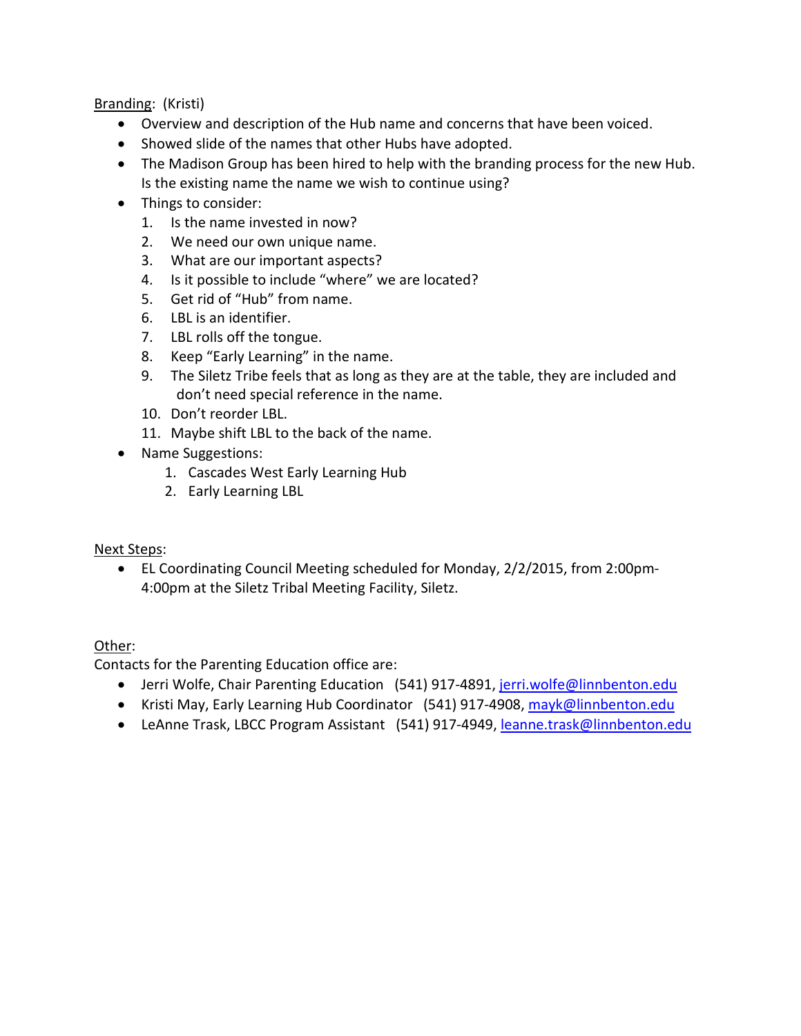Branding: (Kristi)

- Overview and description of the Hub name and concerns that have been voiced.
- Showed slide of the names that other Hubs have adopted.
- The Madison Group has been hired to help with the branding process for the new Hub. Is the existing name the name we wish to continue using?
- Things to consider:
  1. Is the name invested in now?
  2. We need our own unique name.
  3. What are our important aspects?
  4. Is it possible to include "where" we are located?
  5. Get rid of "Hub" from name.
  6. LBL is an identifier.
  7. LBL rolls off the tongue.
  8. Keep "Early Learning" in the name.
  9. The Siletz Tribe feels that as long as they are at the table, they are included and don't need special reference in the name.
  10. Don't reorder LBL.
  11. Maybe shift LBL to the back of the name.
- Name Suggestions:
  1. Cascades West Early Learning Hub
  2. Early Learning LBL

Next Steps:

- EL Coordinating Council Meeting scheduled for Monday, 2/2/2015, from 2:00pm-4:00pm at the Siletz Tribal Meeting Facility, Siletz.

Other:

Contacts for the Parenting Education office are:

- Jerri Wolfe, Chair Parenting Education (541) 917-4891, jerri.wolfe@linnbenton.edu
- Kristi May, Early Learning Hub Coordinator (541) 917-4908, mayk@linnbenton.edu
- LeAnne Trask, LBCC Program Assistant (541) 917-4949, leanne.trask@linnbenton.edu